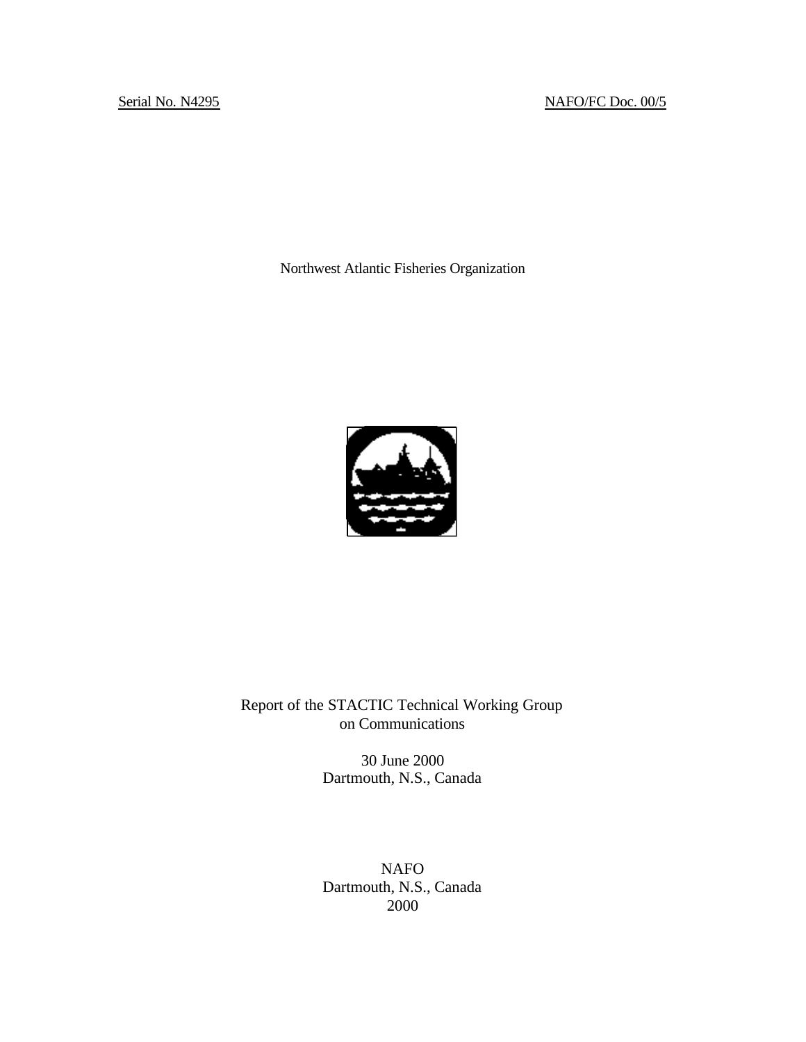Serial No. N4295 NAFO/FC Doc. 00/5

Northwest Atlantic Fisheries Organization

Report of the STACTIC Technical Working Group on Communications

30 June 2000
Dartmouth, N.S., Canada

NAFO
Dartmouth, N.S., Canada
2000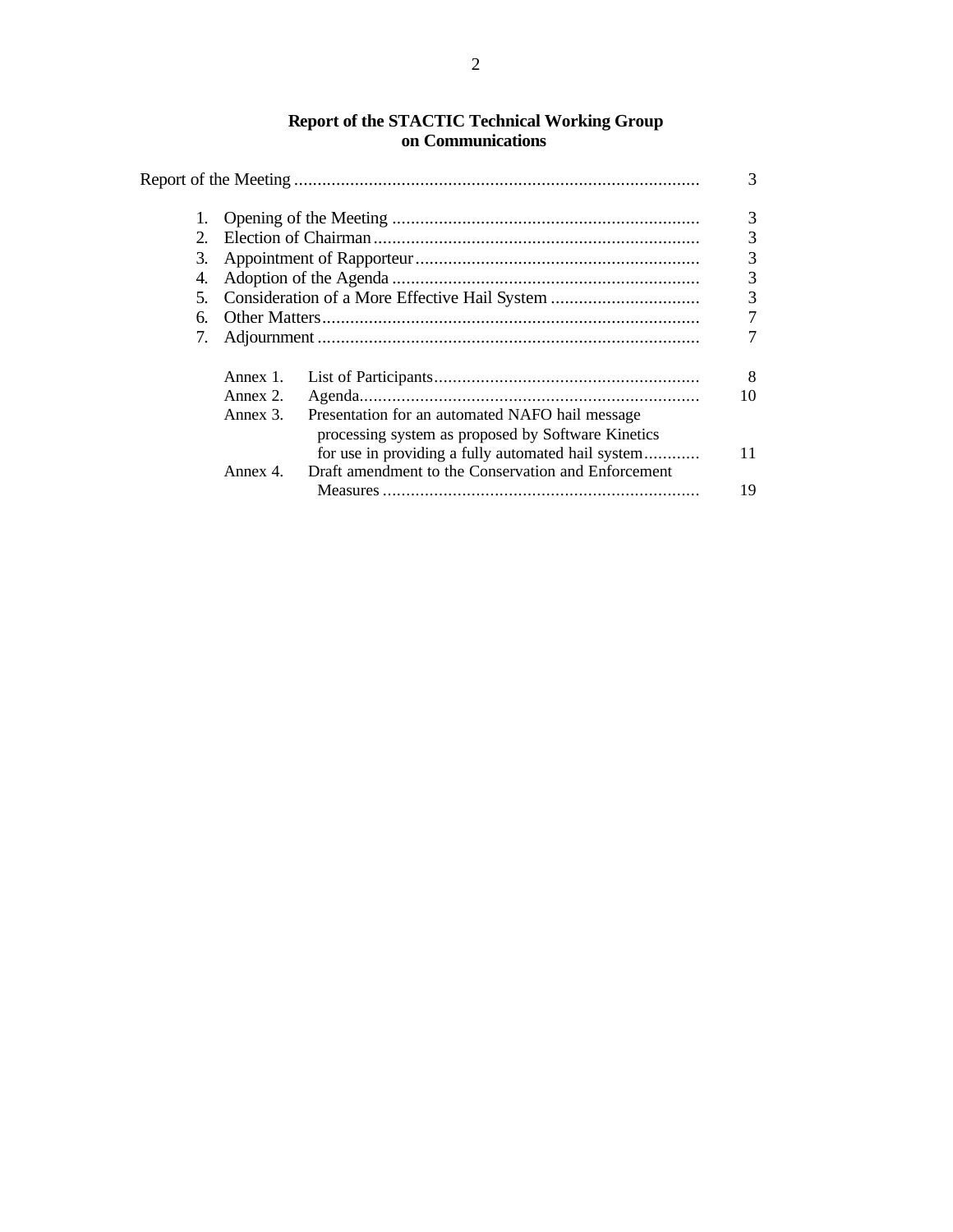## Report of the STACTIC Technical Working Group on Communications

| | | | |
|---|---|---|---|
| Report of the Meeting | | | 3 |
| 1. | Opening of the Meeting | | 3 |
| 2. | Election of Chairman | | 3 |
| 3. | Appointment of Rapporteur | | 3 |
| 4. | Adoption of the Agenda | | 3 |
| 5. | Consideration of a More Effective Hail System | | 3 |
| 6. | Other Matters | | 7 |
| 7. | Adjournment | | 7 |
| | Annex 1. | List of Participants | 8 |
| | Annex 2. | Agenda | 10 |
| | Annex 3. | Presentation for an automated NAFO hail message processing system as proposed by Software Kinetics for use in providing a fully automated hail system | 11 |
| | Annex 4. | Draft amendment to the Conservation and Enforcement Measures | 19 |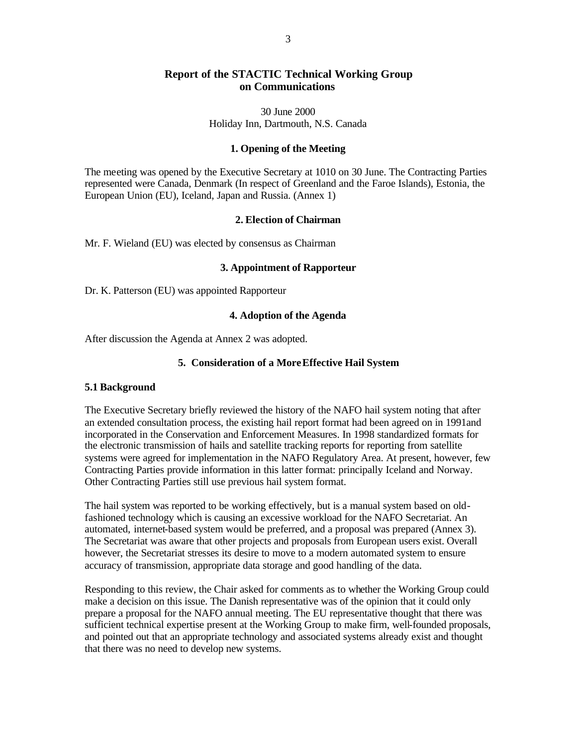# Report of the STACTIC Technical Working Group on Communications

30 June 2000
Holiday Inn, Dartmouth, N.S. Canada

## 1. Opening of the Meeting

The meeting was opened by the Executive Secretary at 1010 on 30 June. The Contracting Parties represented were Canada, Denmark (In respect of Greenland and the Faroe Islands), Estonia, the European Union (EU), Iceland, Japan and Russia. (Annex 1)

## 2. Election of Chairman

Mr. F. Wieland (EU) was elected by consensus as Chairman

## 3. Appointment of Rapporteur

Dr. K. Patterson (EU) was appointed Rapporteur

## 4. Adoption of the Agenda

After discussion the Agenda at Annex 2 was adopted.

## 5. Consideration of a More Effective Hail System

### 5.1 Background

The Executive Secretary briefly reviewed the history of the NAFO hail system noting that after an extended consultation process, the existing hail report format had been agreed on in 1991and incorporated in the Conservation and Enforcement Measures. In 1998 standardized formats for the electronic transmission of hails and satellite tracking reports for reporting from satellite systems were agreed for implementation in the NAFO Regulatory Area. At present, however, few Contracting Parties provide information in this latter format: principally Iceland and Norway. Other Contracting Parties still use previous hail system format.

The hail system was reported to be working effectively, but is a manual system based on old-fashioned technology which is causing an excessive workload for the NAFO Secretariat. An automated, internet-based system would be preferred, and a proposal was prepared (Annex 3). The Secretariat was aware that other projects and proposals from European users exist. Overall however, the Secretariat stresses its desire to move to a modern automated system to ensure accuracy of transmission, appropriate data storage and good handling of the data.

Responding to this review, the Chair asked for comments as to whether the Working Group could make a decision on this issue. The Danish representative was of the opinion that it could only prepare a proposal for the NAFO annual meeting. The EU representative thought that there was sufficient technical expertise present at the Working Group to make firm, well-founded proposals, and pointed out that an appropriate technology and associated systems already exist and thought that there was no need to develop new systems.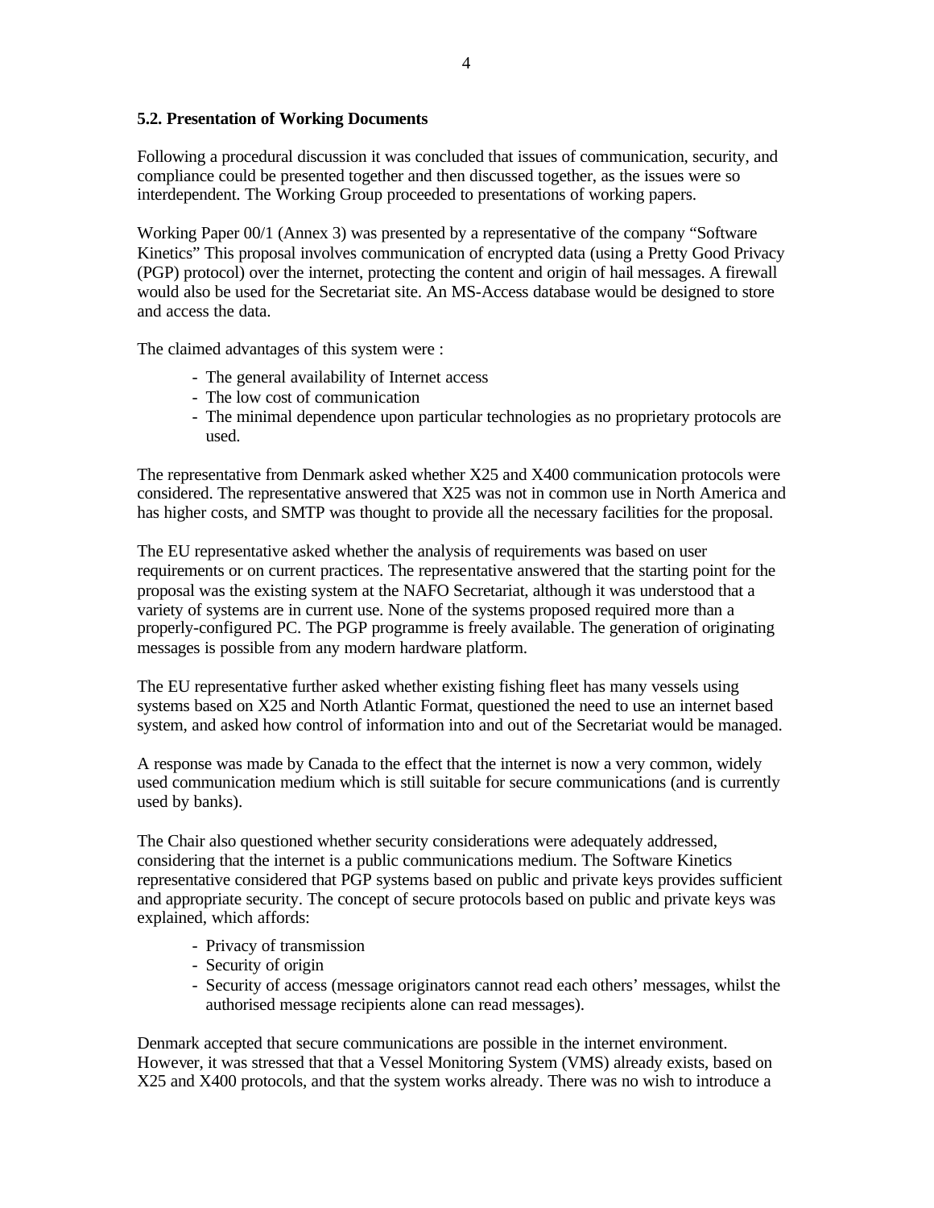### 5.2. Presentation of Working Documents

Following a procedural discussion it was concluded that issues of communication, security, and compliance could be presented together and then discussed together, as the issues were so interdependent. The Working Group proceeded to presentations of working papers.

Working Paper 00/1 (Annex 3) was presented by a representative of the company "Software Kinetics" This proposal involves communication of encrypted data (using a Pretty Good Privacy (PGP) protocol) over the internet, protecting the content and origin of hail messages. A firewall would also be used for the Secretariat site. An MS-Access database would be designed to store and access the data.

The claimed advantages of this system were :

- The general availability of Internet access
- The low cost of communication
- The minimal dependence upon particular technologies as no proprietary protocols are used.

The representative from Denmark asked whether X25 and X400 communication protocols were considered. The representative answered that X25 was not in common use in North America and has higher costs, and SMTP was thought to provide all the necessary facilities for the proposal.

The EU representative asked whether the analysis of requirements was based on user requirements or on current practices. The representative answered that the starting point for the proposal was the existing system at the NAFO Secretariat, although it was understood that a variety of systems are in current use. None of the systems proposed required more than a properly-configured PC. The PGP programme is freely available. The generation of originating messages is possible from any modern hardware platform.

The EU representative further asked whether existing fishing fleet has many vessels using systems based on X25 and North Atlantic Format, questioned the need to use an internet based system, and asked how control of information into and out of the Secretariat would be managed.

A response was made by Canada to the effect that the internet is now a very common, widely used communication medium which is still suitable for secure communications (and is currently used by banks).

The Chair also questioned whether security considerations were adequately addressed, considering that the internet is a public communications medium. The Software Kinetics representative considered that PGP systems based on public and private keys provides sufficient and appropriate security. The concept of secure protocols based on public and private keys was explained, which affords:

- Privacy of transmission
- Security of origin
- Security of access (message originators cannot read each others' messages, whilst the authorised message recipients alone can read messages).

Denmark accepted that secure communications are possible in the internet environment. However, it was stressed that that a Vessel Monitoring System (VMS) already exists, based on X25 and X400 protocols, and that the system works already. There was no wish to introduce a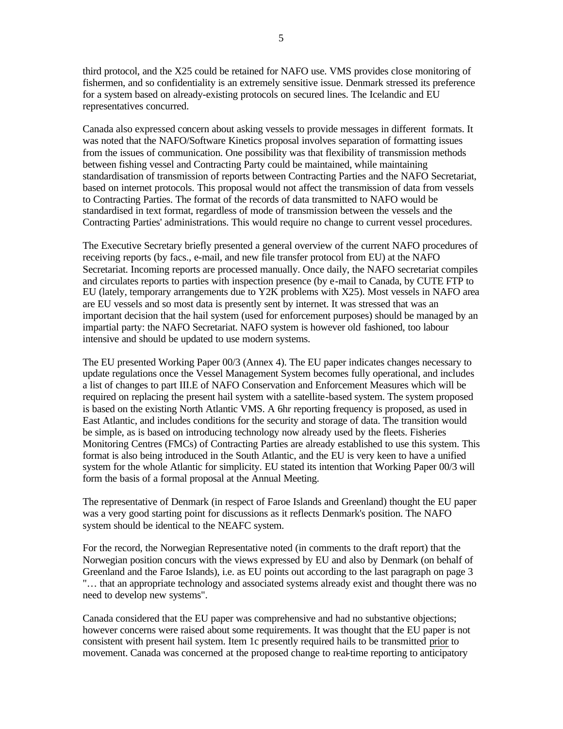third protocol, and the X25 could be retained for NAFO use. VMS provides close monitoring of fishermen, and so confidentiality is an extremely sensitive issue. Denmark stressed its preference for a system based on already-existing protocols on secured lines. The Icelandic and EU representatives concurred.

Canada also expressed concern about asking vessels to provide messages in different formats. It was noted that the NAFO/Software Kinetics proposal involves separation of formatting issues from the issues of communication. One possibility was that flexibility of transmission methods between fishing vessel and Contracting Party could be maintained, while maintaining standardisation of transmission of reports between Contracting Parties and the NAFO Secretariat, based on internet protocols. This proposal would not affect the transmission of data from vessels to Contracting Parties. The format of the records of data transmitted to NAFO would be standardised in text format, regardless of mode of transmission between the vessels and the Contracting Parties' administrations. This would require no change to current vessel procedures.

The Executive Secretary briefly presented a general overview of the current NAFO procedures of receiving reports (by facs., e-mail, and new file transfer protocol from EU) at the NAFO Secretariat. Incoming reports are processed manually. Once daily, the NAFO secretariat compiles and circulates reports to parties with inspection presence (by e-mail to Canada, by CUTE FTP to EU (lately, temporary arrangements due to Y2K problems with X25). Most vessels in NAFO area are EU vessels and so most data is presently sent by internet. It was stressed that was an important decision that the hail system (used for enforcement purposes) should be managed by an impartial party: the NAFO Secretariat. NAFO system is however old fashioned, too labour intensive and should be updated to use modern systems.

The EU presented Working Paper 00/3 (Annex 4). The EU paper indicates changes necessary to update regulations once the Vessel Management System becomes fully operational, and includes a list of changes to part III.E of NAFO Conservation and Enforcement Measures which will be required on replacing the present hail system with a satellite-based system. The system proposed is based on the existing North Atlantic VMS. A 6hr reporting frequency is proposed, as used in East Atlantic, and includes conditions for the security and storage of data. The transition would be simple, as is based on introducing technology now already used by the fleets. Fisheries Monitoring Centres (FMCs) of Contracting Parties are already established to use this system. This format is also being introduced in the South Atlantic, and the EU is very keen to have a unified system for the whole Atlantic for simplicity. EU stated its intention that Working Paper 00/3 will form the basis of a formal proposal at the Annual Meeting.

The representative of Denmark (in respect of Faroe Islands and Greenland) thought the EU paper was a very good starting point for discussions as it reflects Denmark's position. The NAFO system should be identical to the NEAFC system.

For the record, the Norwegian Representative noted (in comments to the draft report) that the Norwegian position concurs with the views expressed by EU and also by Denmark (on behalf of Greenland and the Faroe Islands), i.e. as EU points out according to the last paragraph on page 3 "… that an appropriate technology and associated systems already exist and thought there was no need to develop new systems".

Canada considered that the EU paper was comprehensive and had no substantive objections; however concerns were raised about some requirements. It was thought that the EU paper is not consistent with present hail system. Item 1c presently required hails to be transmitted prior to movement. Canada was concerned at the proposed change to real-time reporting to anticipatory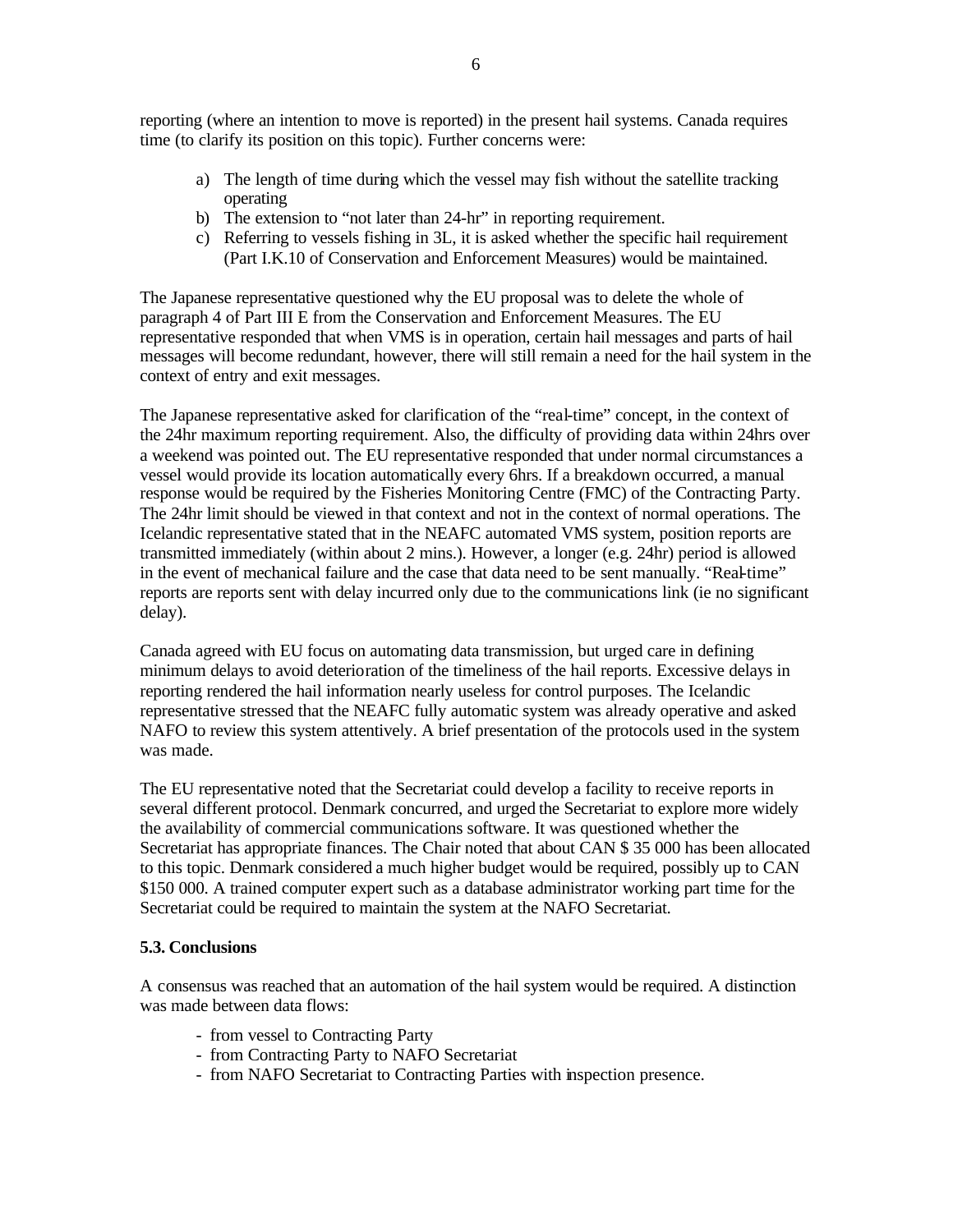reporting (where an intention to move is reported) in the present hail systems. Canada requires time (to clarify its position on this topic). Further concerns were:

a) The length of time during which the vessel may fish without the satellite tracking operating
b) The extension to "not later than 24-hr" in reporting requirement.
c) Referring to vessels fishing in 3L, it is asked whether the specific hail requirement (Part I.K.10 of Conservation and Enforcement Measures) would be maintained.

The Japanese representative questioned why the EU proposal was to delete the whole of paragraph 4 of Part III E from the Conservation and Enforcement Measures. The EU representative responded that when VMS is in operation, certain hail messages and parts of hail messages will become redundant, however, there will still remain a need for the hail system in the context of entry and exit messages.

The Japanese representative asked for clarification of the "real-time" concept, in the context of the 24hr maximum reporting requirement. Also, the difficulty of providing data within 24hrs over a weekend was pointed out. The EU representative responded that under normal circumstances a vessel would provide its location automatically every 6hrs. If a breakdown occurred, a manual response would be required by the Fisheries Monitoring Centre (FMC) of the Contracting Party. The 24hr limit should be viewed in that context and not in the context of normal operations. The Icelandic representative stated that in the NEAFC automated VMS system, position reports are transmitted immediately (within about 2 mins.). However, a longer (e.g. 24hr) period is allowed in the event of mechanical failure and the case that data need to be sent manually. "Real-time" reports are reports sent with delay incurred only due to the communications link (ie no significant delay).

Canada agreed with EU focus on automating data transmission, but urged care in defining minimum delays to avoid deterioration of the timeliness of the hail reports. Excessive delays in reporting rendered the hail information nearly useless for control purposes. The Icelandic representative stressed that the NEAFC fully automatic system was already operative and asked NAFO to review this system attentively. A brief presentation of the protocols used in the system was made.

The EU representative noted that the Secretariat could develop a facility to receive reports in several different protocol. Denmark concurred, and urged the Secretariat to explore more widely the availability of commercial communications software. It was questioned whether the Secretariat has appropriate finances. The Chair noted that about CAN $ 35 000 has been allocated to this topic. Denmark considered a much higher budget would be required, possibly up to CAN $150 000. A trained computer expert such as a database administrator working part time for the Secretariat could be required to maintain the system at the NAFO Secretariat.

**5.3. Conclusions**

A consensus was reached that an automation of the hail system would be required. A distinction was made between data flows:

- from vessel to Contracting Party
- from Contracting Party to NAFO Secretariat
- from NAFO Secretariat to Contracting Parties with inspection presence.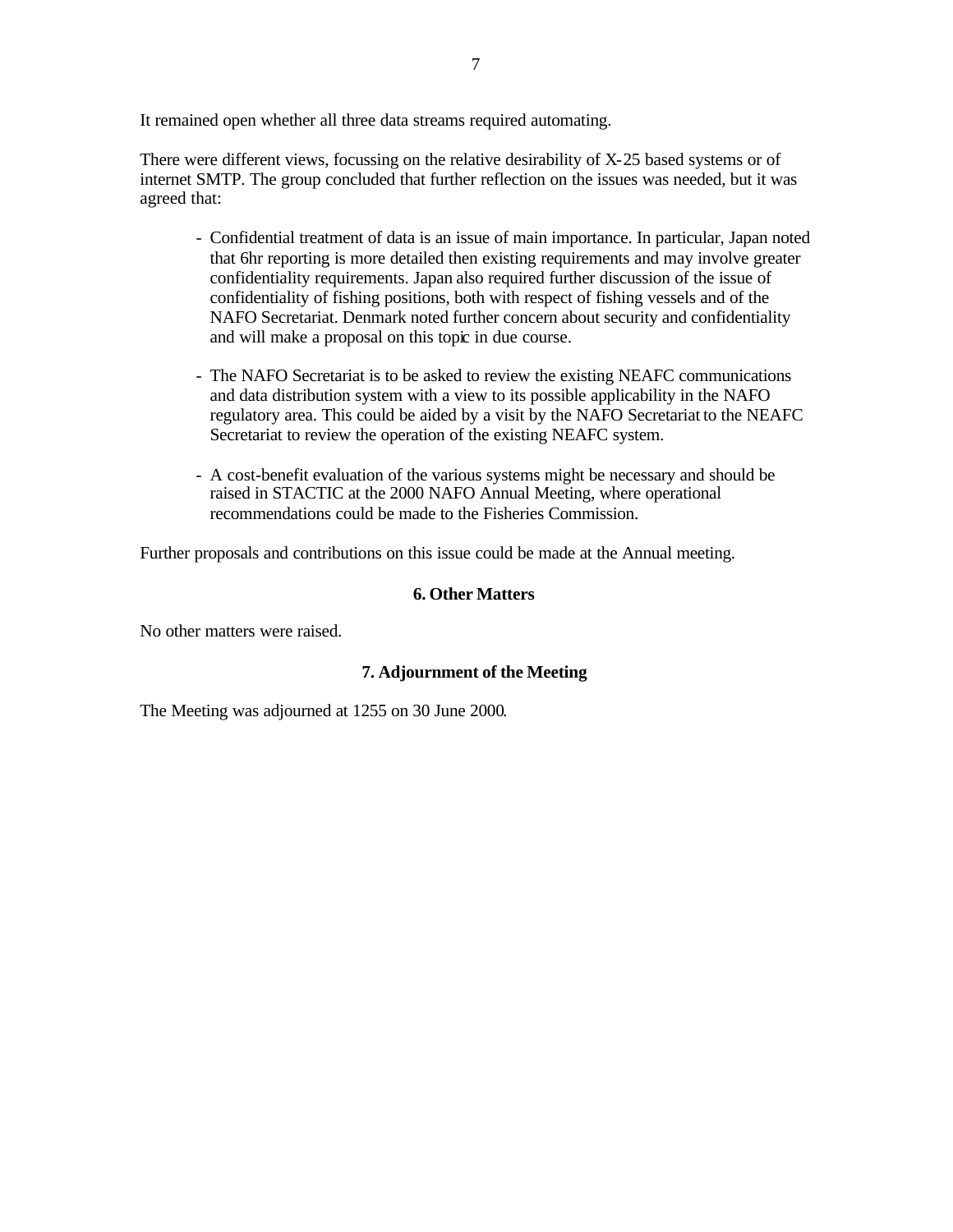It remained open whether all three data streams required automating.

There were different views, focussing on the relative desirability of X-25 based systems or of internet SMTP. The group concluded that further reflection on the issues was needed, but it was agreed that:

- Confidential treatment of data is an issue of main importance. In particular, Japan noted that 6hr reporting is more detailed then existing requirements and may involve greater confidentiality requirements. Japan also required further discussion of the issue of confidentiality of fishing positions, both with respect of fishing vessels and of the NAFO Secretariat. Denmark noted further concern about security and confidentiality and will make a proposal on this topic in due course.

- The NAFO Secretariat is to be asked to review the existing NEAFC communications and data distribution system with a view to its possible applicability in the NAFO regulatory area. This could be aided by a visit by the NAFO Secretariat to the NEAFC Secretariat to review the operation of the existing NEAFC system.

- A cost-benefit evaluation of the various systems might be necessary and should be raised in STACTIC at the 2000 NAFO Annual Meeting, where operational recommendations could be made to the Fisheries Commission.

Further proposals and contributions on this issue could be made at the Annual meeting.

## 6. Other Matters

No other matters were raised.

## 7. Adjournment of the Meeting

The Meeting was adjourned at 1255 on 30 June 2000.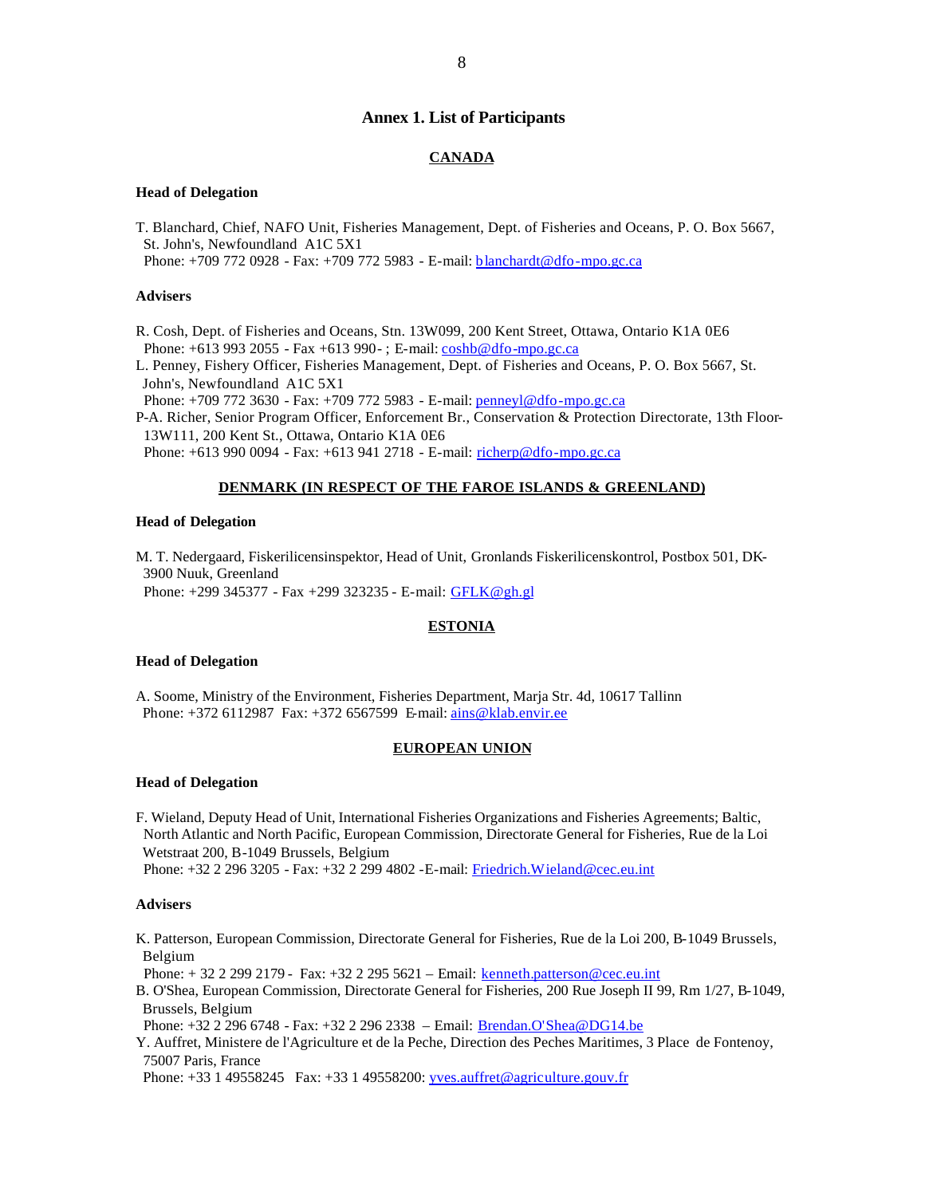# Annex 1. List of Participants

## CANADA

### Head of Delegation

T. Blanchard, Chief, NAFO Unit, Fisheries Management, Dept. of Fisheries and Oceans, P. O. Box 5667, St. John's, Newfoundland A1C 5X1
Phone: +709 772 0928 - Fax: +709 772 5983 - E-mail: blanchardt@dfo-mpo.gc.ca

### Advisers

R. Cosh, Dept. of Fisheries and Oceans, Stn. 13W099, 200 Kent Street, Ottawa, Ontario K1A 0E6
Phone: +613 993 2055 - Fax +613 990- ; E-mail: coshb@dfo-mpo.gc.ca

L. Penney, Fishery Officer, Fisheries Management, Dept. of Fisheries and Oceans, P. O. Box 5667, St. John's, Newfoundland A1C 5X1
Phone: +709 772 3630 - Fax: +709 772 5983 - E-mail: penneyl@dfo-mpo.gc.ca

P-A. Richer, Senior Program Officer, Enforcement Br., Conservation & Protection Directorate, 13th Floor-13W111, 200 Kent St., Ottawa, Ontario K1A 0E6
Phone: +613 990 0094 - Fax: +613 941 2718 - E-mail: richerp@dfo-mpo.gc.ca

## DENMARK (IN RESPECT OF THE FAROE ISLANDS & GREENLAND)

### Head of Delegation

M. T. Nedergaard, Fiskerilicensinspektor, Head of Unit, Gronlands Fiskerilicenskontrol, Postbox 501, DK-3900 Nuuk, Greenland
Phone: +299 345377 - Fax +299 323235 - E-mail: GFLK@gh.gl

## ESTONIA

### Head of Delegation

A. Soome, Ministry of the Environment, Fisheries Department, Marja Str. 4d, 10617 Tallinn
Phone: +372 6112987 Fax: +372 6567599 E-mail: ains@klab.envir.ee

## EUROPEAN UNION

### Head of Delegation

F. Wieland, Deputy Head of Unit, International Fisheries Organizations and Fisheries Agreements; Baltic, North Atlantic and North Pacific, European Commission, Directorate General for Fisheries, Rue de la Loi Wetstraat 200, B-1049 Brussels, Belgium
Phone: +32 2 296 3205 - Fax: +32 2 299 4802 -E-mail: Friedrich.Wieland@cec.eu.int

### Advisers

K. Patterson, European Commission, Directorate General for Fisheries, Rue de la Loi 200, B-1049 Brussels, Belgium
Phone: + 32 2 299 2179 - Fax: +32 2 295 5621 – Email: kenneth.patterson@cec.eu.int

B. O'Shea, European Commission, Directorate General for Fisheries, 200 Rue Joseph II 99, Rm 1/27, B-1049, Brussels, Belgium
Phone: +32 2 296 6748 - Fax: +32 2 296 2338 – Email: Brendan.O'Shea@DG14.be

Y. Auffret, Ministere de l'Agriculture et de la Peche, Direction des Peches Maritimes, 3 Place de Fontenoy, 75007 Paris, France
Phone: +33 1 49558245 Fax: +33 1 49558200: yves.auffret@agriculture.gouv.fr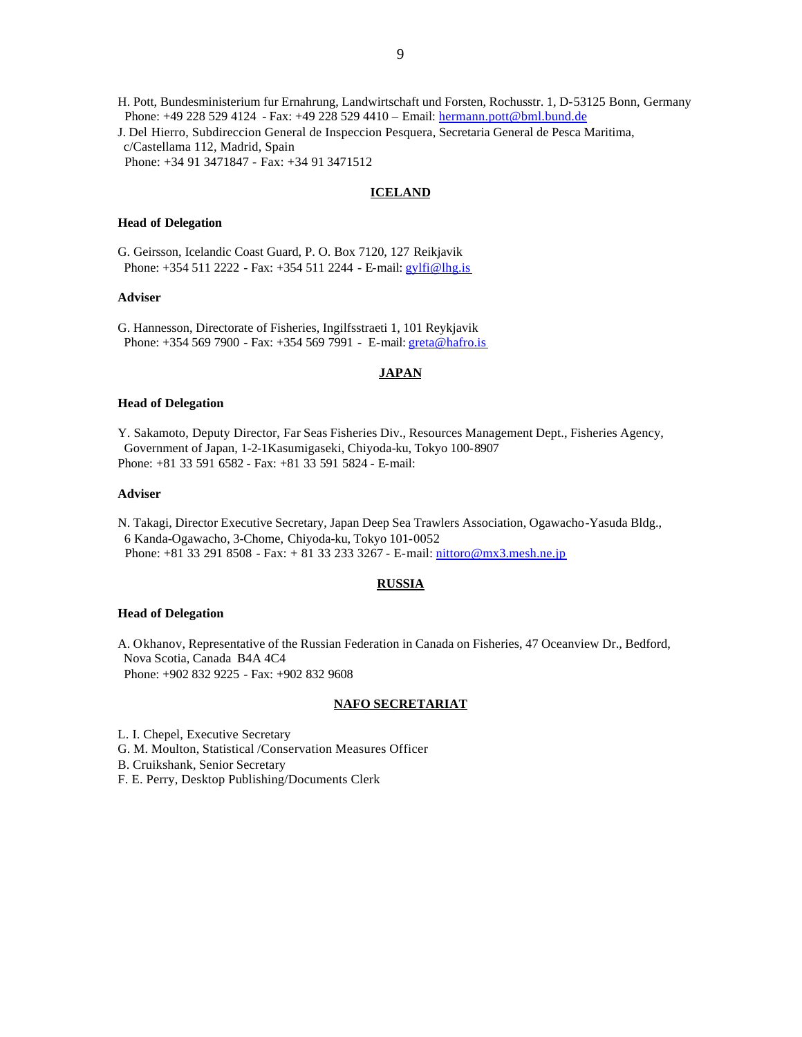H. Pott, Bundesministerium fur Ernahrung, Landwirtschaft und Forsten, Rochusstr. 1, D-53125 Bonn, Germany
Phone: +49 228 529 4124 - Fax: +49 228 529 4410 – Email: hermann.pott@bml.bund.de

J. Del Hierro, Subdireccion General de Inspeccion Pesquera, Secretaria General de Pesca Maritima, c/Castellama 112, Madrid, Spain
Phone: +34 91 3471847 - Fax: +34 91 3471512

## ICELAND

**Head of Delegation**

G. Geirsson, Icelandic Coast Guard, P. O. Box 7120, 127 Reikjavik
Phone: +354 511 2222 - Fax: +354 511 2244 - E-mail: gylfi@lhg.is

**Adviser**

G. Hannesson, Directorate of Fisheries, Ingilfsstraeti 1, 101 Reykjavik
Phone: +354 569 7900 - Fax: +354 569 7991 - E-mail: greta@hafro.is

## JAPAN

**Head of Delegation**

Y. Sakamoto, Deputy Director, Far Seas Fisheries Div., Resources Management Dept., Fisheries Agency, Government of Japan, 1-2-1Kasumigaseki, Chiyoda-ku, Tokyo 100-8907
Phone: +81 33 591 6582 - Fax: +81 33 591 5824 - E-mail:

**Adviser**

N. Takagi, Director Executive Secretary, Japan Deep Sea Trawlers Association, Ogawacho-Yasuda Bldg., 6 Kanda-Ogawacho, 3-Chome, Chiyoda-ku, Tokyo 101-0052
Phone: +81 33 291 8508 - Fax: + 81 33 233 3267 - E-mail: nittoro@mx3.mesh.ne.jp

## RUSSIA

**Head of Delegation**

A. Okhanov, Representative of the Russian Federation in Canada on Fisheries, 47 Oceanview Dr., Bedford, Nova Scotia, Canada B4A 4C4
Phone: +902 832 9225 - Fax: +902 832 9608

## NAFO SECRETARIAT

L. I. Chepel, Executive Secretary
G. M. Moulton, Statistical /Conservation Measures Officer
B. Cruikshank, Senior Secretary
F. E. Perry, Desktop Publishing/Documents Clerk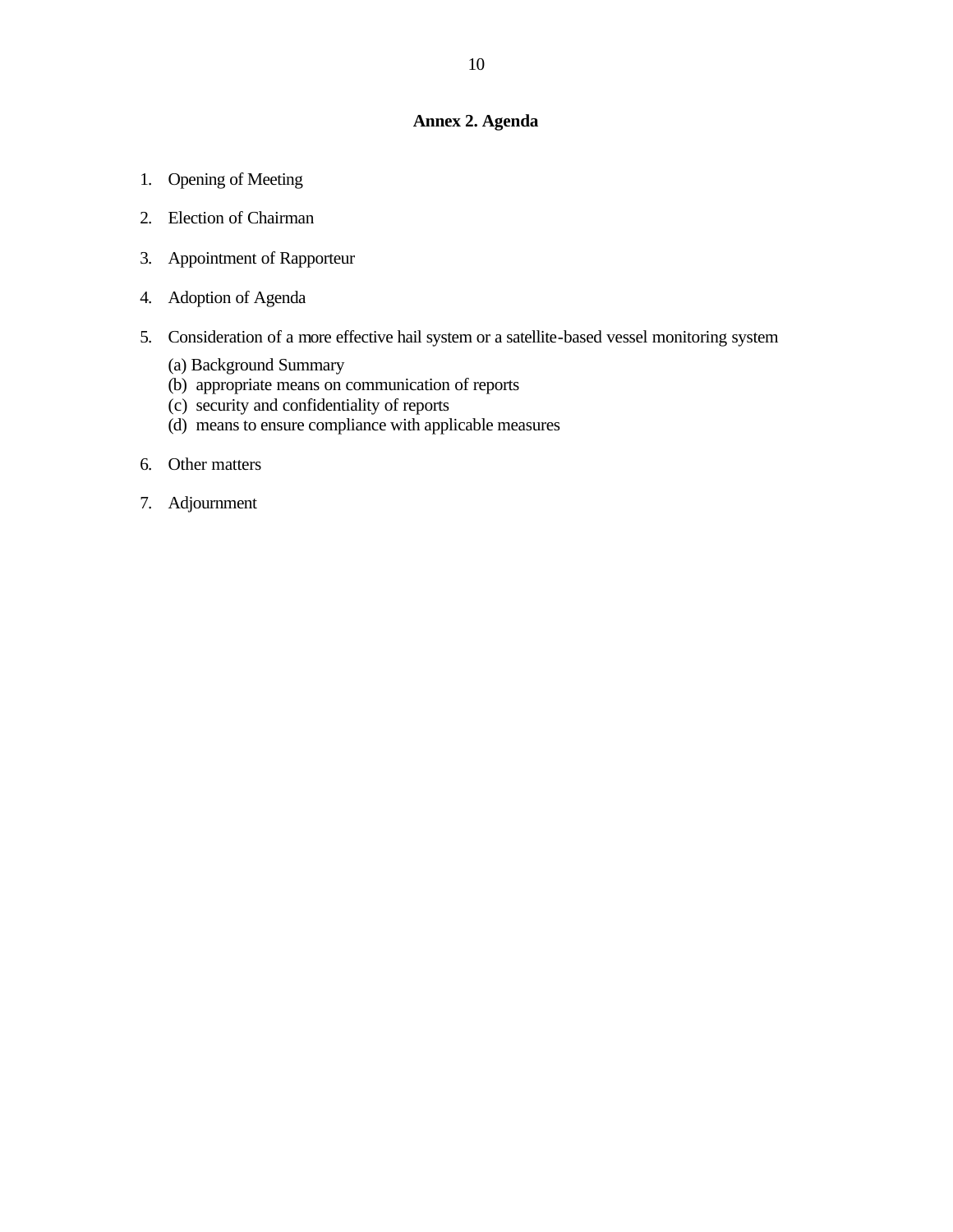## Annex 2. Agenda

1. Opening of Meeting
2. Election of Chairman
3. Appointment of Rapporteur
4. Adoption of Agenda
5. Consideration of a more effective hail system or a satellite-based vessel monitoring system

   (a) Background Summary
   (b) appropriate means on communication of reports
   (c) security and confidentiality of reports
   (d) means to ensure compliance with applicable measures

6. Other matters
7. Adjournment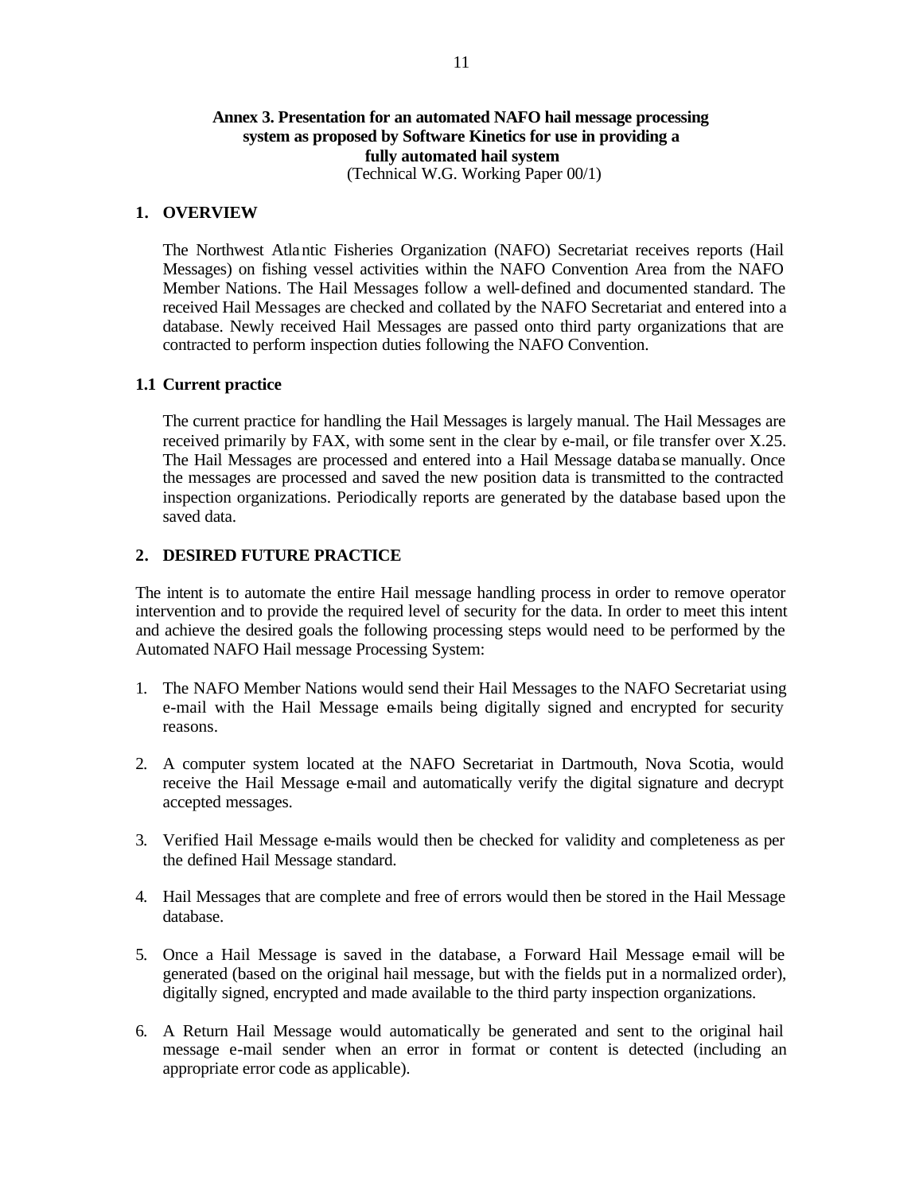**Annex 3. Presentation for an automated NAFO hail message processing system as proposed by Software Kinetics for use in providing a fully automated hail system**
(Technical W.G. Working Paper 00/1)

## 1. OVERVIEW

The Northwest Atlantic Fisheries Organization (NAFO) Secretariat receives reports (Hail Messages) on fishing vessel activities within the NAFO Convention Area from the NAFO Member Nations. The Hail Messages follow a well-defined and documented standard. The received Hail Messages are checked and collated by the NAFO Secretariat and entered into a database. Newly received Hail Messages are passed onto third party organizations that are contracted to perform inspection duties following the NAFO Convention.

### 1.1 Current practice

The current practice for handling the Hail Messages is largely manual. The Hail Messages are received primarily by FAX, with some sent in the clear by e-mail, or file transfer over X.25. The Hail Messages are processed and entered into a Hail Message database manually. Once the messages are processed and saved the new position data is transmitted to the contracted inspection organizations. Periodically reports are generated by the database based upon the saved data.

## 2. DESIRED FUTURE PRACTICE

The intent is to automate the entire Hail message handling process in order to remove operator intervention and to provide the required level of security for the data. In order to meet this intent and achieve the desired goals the following processing steps would need to be performed by the Automated NAFO Hail message Processing System:

1. The NAFO Member Nations would send their Hail Messages to the NAFO Secretariat using e-mail with the Hail Message e-mails being digitally signed and encrypted for security reasons.
2. A computer system located at the NAFO Secretariat in Dartmouth, Nova Scotia, would receive the Hail Message e-mail and automatically verify the digital signature and decrypt accepted messages.
3. Verified Hail Message e-mails would then be checked for validity and completeness as per the defined Hail Message standard.
4. Hail Messages that are complete and free of errors would then be stored in the Hail Message database.
5. Once a Hail Message is saved in the database, a Forward Hail Message e-mail will be generated (based on the original hail message, but with the fields put in a normalized order), digitally signed, encrypted and made available to the third party inspection organizations.
6. A Return Hail Message would automatically be generated and sent to the original hail message e-mail sender when an error in format or content is detected (including an appropriate error code as applicable).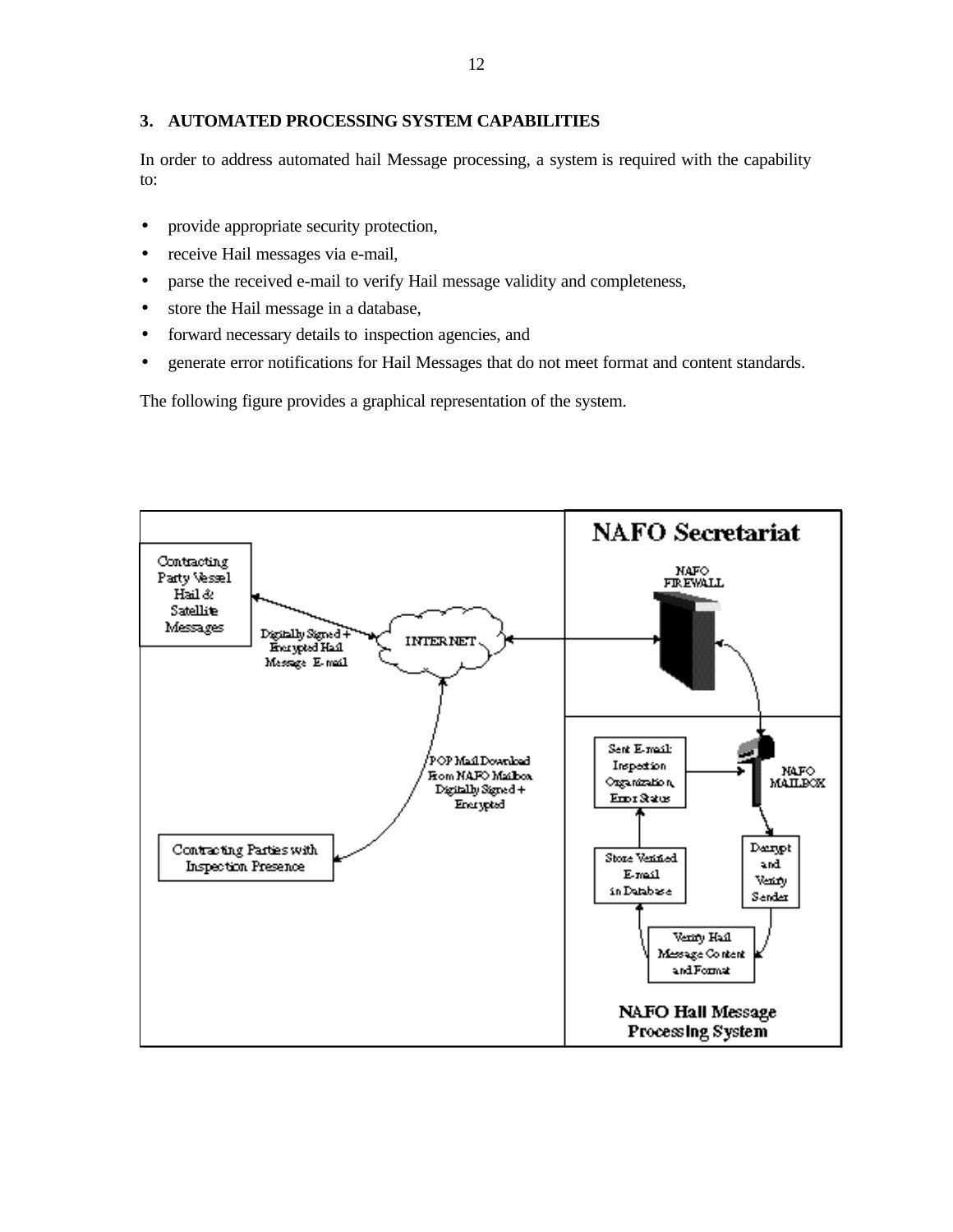### 3. AUTOMATED PROCESSING SYSTEM CAPABILITIES

In order to address automated hail Message processing, a system is required with the capability to:

- provide appropriate security protection,
- receive Hail messages via e-mail,
- parse the received e-mail to verify Hail message validity and completeness,
- store the Hail message in a database,
- forward necessary details to inspection agencies, and
- generate error notifications for Hail Messages that do not meet format and content standards.

The following figure provides a graphical representation of the system.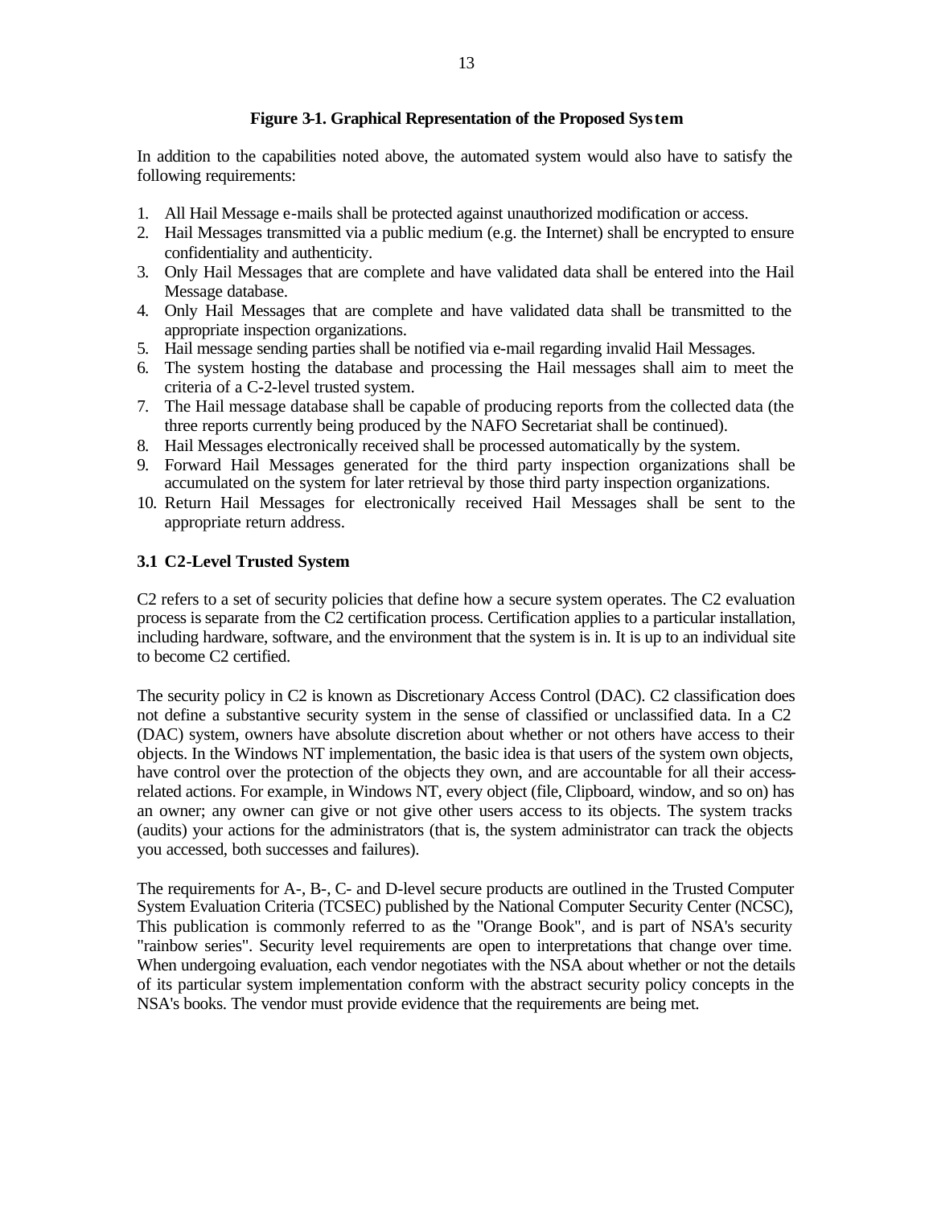**Figure 3-1. Graphical Representation of the Proposed System**

In addition to the capabilities noted above, the automated system would also have to satisfy the following requirements:

1. All Hail Message e-mails shall be protected against unauthorized modification or access.
2. Hail Messages transmitted via a public medium (e.g. the Internet) shall be encrypted to ensure confidentiality and authenticity.
3. Only Hail Messages that are complete and have validated data shall be entered into the Hail Message database.
4. Only Hail Messages that are complete and have validated data shall be transmitted to the appropriate inspection organizations.
5. Hail message sending parties shall be notified via e-mail regarding invalid Hail Messages.
6. The system hosting the database and processing the Hail messages shall aim to meet the criteria of a C-2-level trusted system.
7. The Hail message database shall be capable of producing reports from the collected data (the three reports currently being produced by the NAFO Secretariat shall be continued).
8. Hail Messages electronically received shall be processed automatically by the system.
9. Forward Hail Messages generated for the third party inspection organizations shall be accumulated on the system for later retrieval by those third party inspection organizations.
10. Return Hail Messages for electronically received Hail Messages shall be sent to the appropriate return address.

### 3.1 C2-Level Trusted System

C2 refers to a set of security policies that define how a secure system operates. The C2 evaluation process is separate from the C2 certification process. Certification applies to a particular installation, including hardware, software, and the environment that the system is in. It is up to an individual site to become C2 certified.

The security policy in C2 is known as Discretionary Access Control (DAC). C2 classification does not define a substantive security system in the sense of classified or unclassified data. In a C2 (DAC) system, owners have absolute discretion about whether or not others have access to their objects. In the Windows NT implementation, the basic idea is that users of the system own objects, have control over the protection of the objects they own, and are accountable for all their access-related actions. For example, in Windows NT, every object (file, Clipboard, window, and so on) has an owner; any owner can give or not give other users access to its objects. The system tracks (audits) your actions for the administrators (that is, the system administrator can track the objects you accessed, both successes and failures).

The requirements for A-, B-, C- and D-level secure products are outlined in the Trusted Computer System Evaluation Criteria (TCSEC) published by the National Computer Security Center (NCSC), This publication is commonly referred to as the "Orange Book", and is part of NSA's security "rainbow series". Security level requirements are open to interpretations that change over time. When undergoing evaluation, each vendor negotiates with the NSA about whether or not the details of its particular system implementation conform with the abstract security policy concepts in the NSA's books. The vendor must provide evidence that the requirements are being met.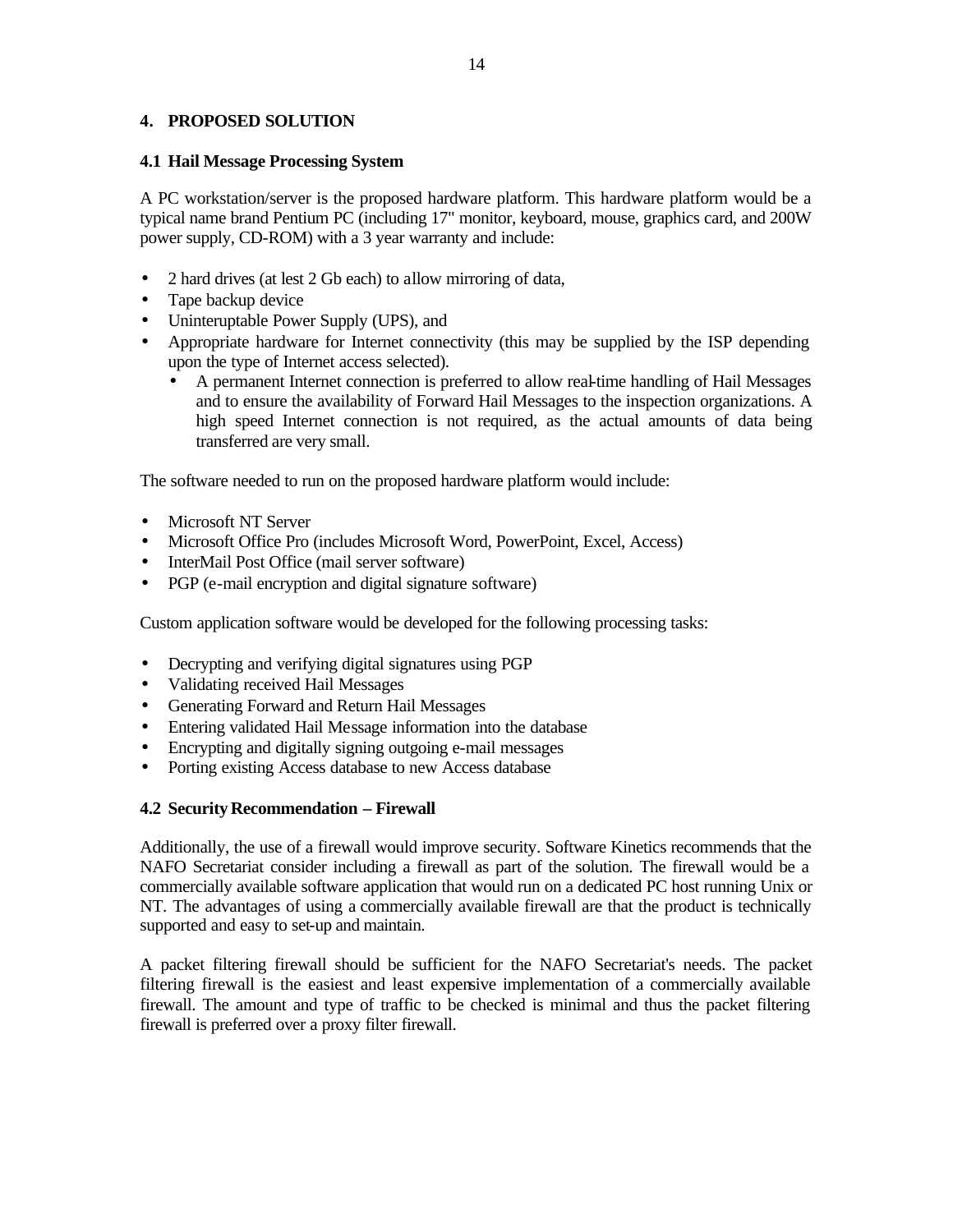## 4. PROPOSED SOLUTION

### 4.1 Hail Message Processing System

A PC workstation/server is the proposed hardware platform. This hardware platform would be a typical name brand Pentium PC (including 17" monitor, keyboard, mouse, graphics card, and 200W power supply, CD-ROM) with a 3 year warranty and include:

- 2 hard drives (at lest 2 Gb each) to allow mirroring of data,
- Tape backup device
- Uninteruptable Power Supply (UPS), and
- Appropriate hardware for Internet connectivity (this may be supplied by the ISP depending upon the type of Internet access selected).
  - A permanent Internet connection is preferred to allow real-time handling of Hail Messages and to ensure the availability of Forward Hail Messages to the inspection organizations. A high speed Internet connection is not required, as the actual amounts of data being transferred are very small.

The software needed to run on the proposed hardware platform would include:

- Microsoft NT Server
- Microsoft Office Pro (includes Microsoft Word, PowerPoint, Excel, Access)
- InterMail Post Office (mail server software)
- PGP (e-mail encryption and digital signature software)

Custom application software would be developed for the following processing tasks:

- Decrypting and verifying digital signatures using PGP
- Validating received Hail Messages
- Generating Forward and Return Hail Messages
- Entering validated Hail Message information into the database
- Encrypting and digitally signing outgoing e-mail messages
- Porting existing Access database to new Access database

### 4.2 Security Recommendation – Firewall

Additionally, the use of a firewall would improve security. Software Kinetics recommends that the NAFO Secretariat consider including a firewall as part of the solution. The firewall would be a commercially available software application that would run on a dedicated PC host running Unix or NT. The advantages of using a commercially available firewall are that the product is technically supported and easy to set-up and maintain.

A packet filtering firewall should be sufficient for the NAFO Secretariat's needs. The packet filtering firewall is the easiest and least expensive implementation of a commercially available firewall. The amount and type of traffic to be checked is minimal and thus the packet filtering firewall is preferred over a proxy filter firewall.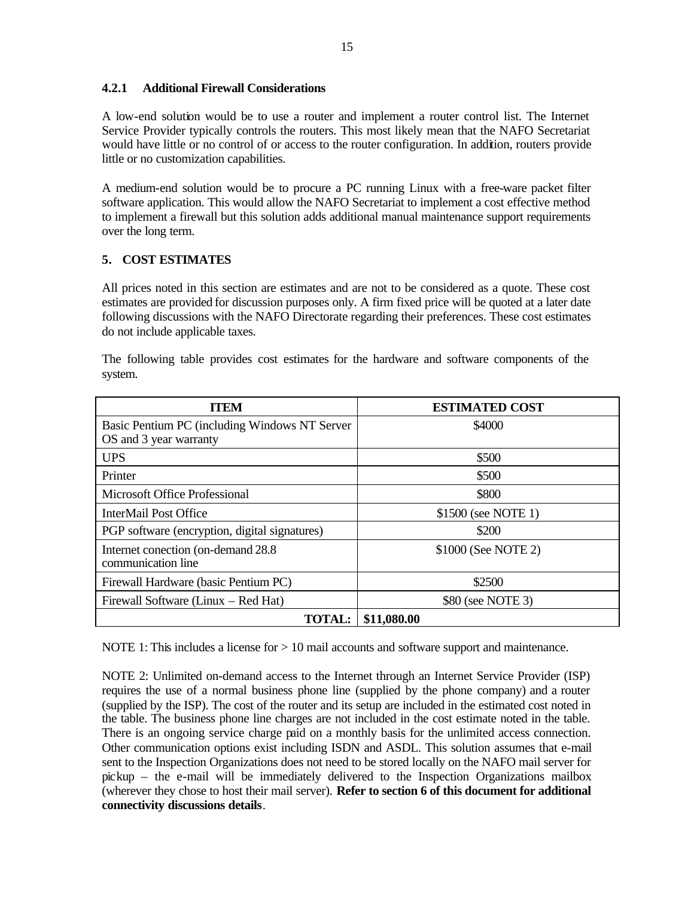#### 4.2.1 Additional Firewall Considerations

A low-end solution would be to use a router and implement a router control list. The Internet Service Provider typically controls the routers. This most likely mean that the NAFO Secretariat would have little or no control of or access to the router configuration. In addition, routers provide little or no customization capabilities.

A medium-end solution would be to procure a PC running Linux with a free-ware packet filter software application. This would allow the NAFO Secretariat to implement a cost effective method to implement a firewall but this solution adds additional manual maintenance support requirements over the long term.

## 5. COST ESTIMATES

All prices noted in this section are estimates and are not to be considered as a quote. These cost estimates are provided for discussion purposes only. A firm fixed price will be quoted at a later date following discussions with the NAFO Directorate regarding their preferences. These cost estimates do not include applicable taxes.

The following table provides cost estimates for the hardware and software components of the system.

| ITEM | ESTIMATED COST |
|---|---|
| Basic Pentium PC (including Windows NT Server OS and 3 year warranty | $4000 |
| UPS | $500 |
| Printer | $500 |
| Microsoft Office Professional | $800 |
| InterMail Post Office | $1500 (see NOTE 1) |
| PGP software (encryption, digital signatures) | $200 |
| Internet conection (on-demand 28.8 communication line | $1000 (See NOTE 2) |
| Firewall Hardware (basic Pentium PC) | $2500 |
| Firewall Software (Linux – Red Hat) | $80 (see NOTE 3) |
| **TOTAL:** | **$11,080.00** |

NOTE 1: This includes a license for > 10 mail accounts and software support and maintenance.

NOTE 2: Unlimited on-demand access to the Internet through an Internet Service Provider (ISP) requires the use of a normal business phone line (supplied by the phone company) and a router (supplied by the ISP). The cost of the router and its setup are included in the estimated cost noted in the table. The business phone line charges are not included in the cost estimate noted in the table. There is an ongoing service charge paid on a monthly basis for the unlimited access connection. Other communication options exist including ISDN and ASDL. This solution assumes that e-mail sent to the Inspection Organizations does not need to be stored locally on the NAFO mail server for pickup – the e-mail will be immediately delivered to the Inspection Organizations mailbox (wherever they chose to host their mail server). **Refer to section 6 of this document for additional connectivity discussions details**.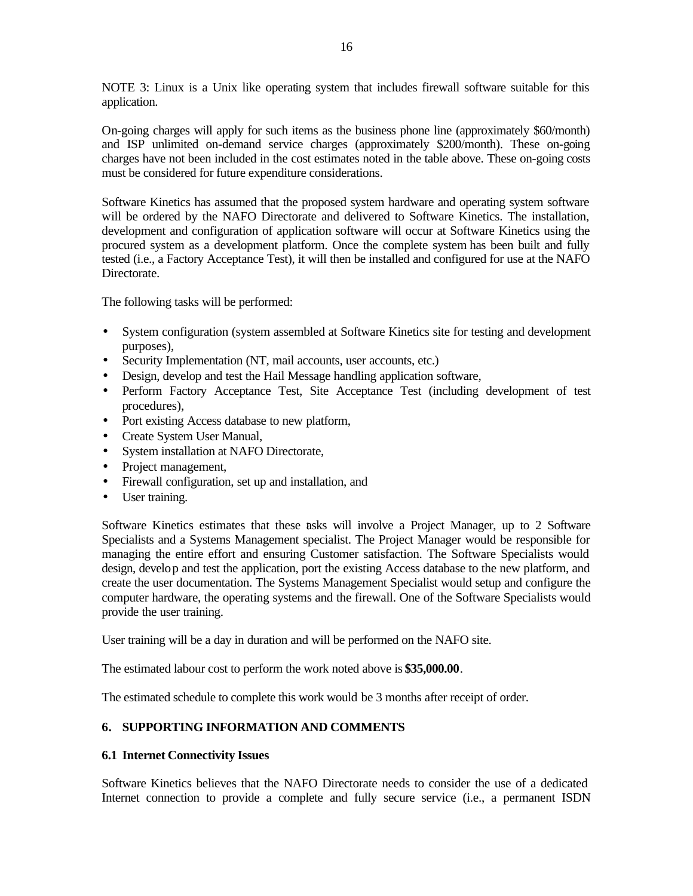NOTE 3: Linux is a Unix like operating system that includes firewall software suitable for this application.

On-going charges will apply for such items as the business phone line (approximately $60/month) and ISP unlimited on-demand service charges (approximately $200/month). These on-going charges have not been included in the cost estimates noted in the table above. These on-going costs must be considered for future expenditure considerations.

Software Kinetics has assumed that the proposed system hardware and operating system software will be ordered by the NAFO Directorate and delivered to Software Kinetics. The installation, development and configuration of application software will occur at Software Kinetics using the procured system as a development platform. Once the complete system has been built and fully tested (i.e., a Factory Acceptance Test), it will then be installed and configured for use at the NAFO Directorate.

The following tasks will be performed:

- System configuration (system assembled at Software Kinetics site for testing and development purposes),
- Security Implementation (NT, mail accounts, user accounts, etc.)
- Design, develop and test the Hail Message handling application software,
- Perform Factory Acceptance Test, Site Acceptance Test (including development of test procedures),
- Port existing Access database to new platform,
- Create System User Manual,
- System installation at NAFO Directorate,
- Project management,
- Firewall configuration, set up and installation, and
- User training.

Software Kinetics estimates that these tasks will involve a Project Manager, up to 2 Software Specialists and a Systems Management specialist. The Project Manager would be responsible for managing the entire effort and ensuring Customer satisfaction. The Software Specialists would design, develop and test the application, port the existing Access database to the new platform, and create the user documentation. The Systems Management Specialist would setup and configure the computer hardware, the operating systems and the firewall. One of the Software Specialists would provide the user training.

User training will be a day in duration and will be performed on the NAFO site.

The estimated labour cost to perform the work noted above is **$35,000.00**.

The estimated schedule to complete this work would be 3 months after receipt of order.

## 6. SUPPORTING INFORMATION AND COMMENTS

### 6.1 Internet Connectivity Issues

Software Kinetics believes that the NAFO Directorate needs to consider the use of a dedicated Internet connection to provide a complete and fully secure service (i.e., a permanent ISDN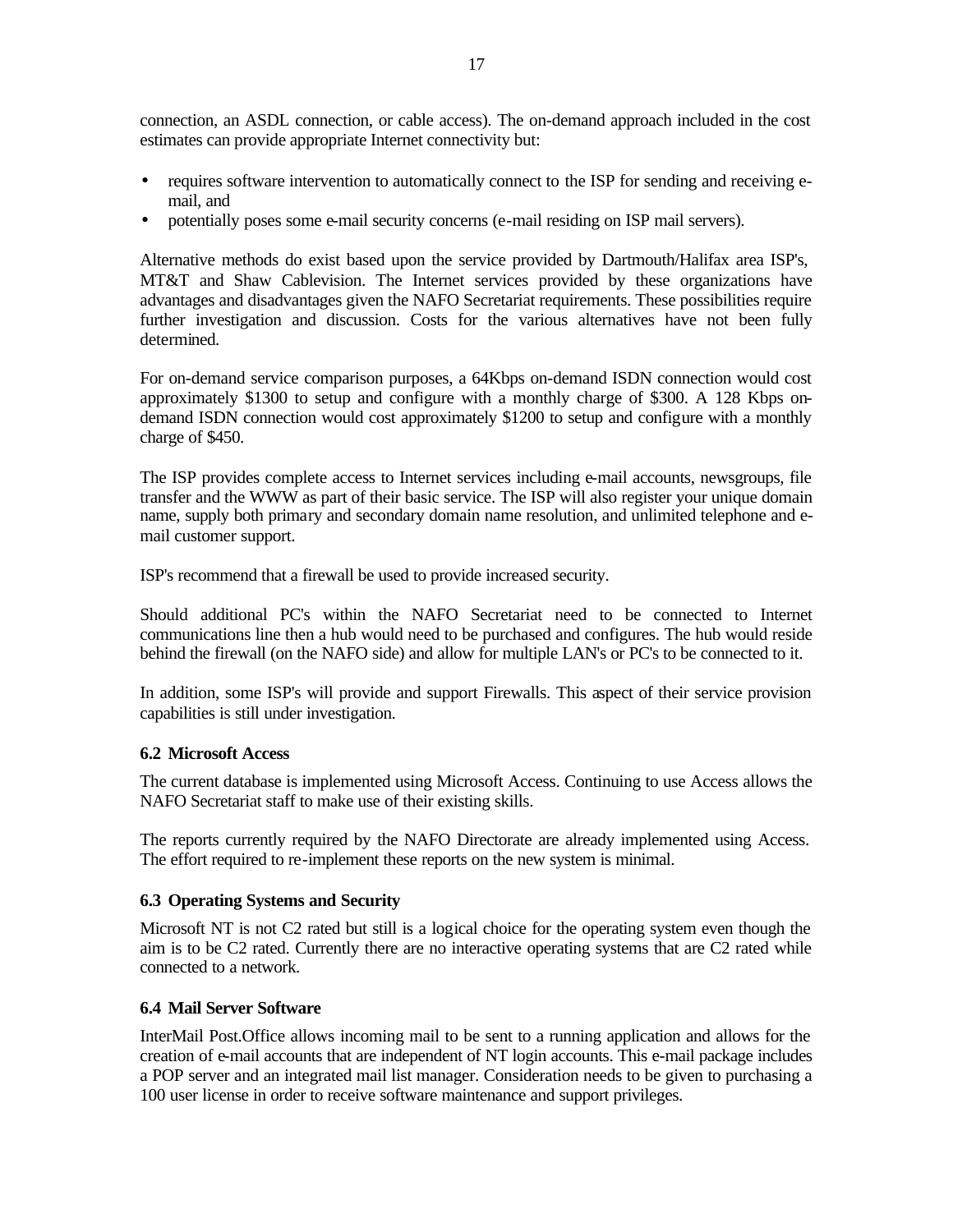connection, an ASDL connection, or cable access). The on-demand approach included in the cost estimates can provide appropriate Internet connectivity but:

- requires software intervention to automatically connect to the ISP for sending and receiving e-mail, and
- potentially poses some e-mail security concerns (e-mail residing on ISP mail servers).

Alternative methods do exist based upon the service provided by Dartmouth/Halifax area ISP's, MT&T and Shaw Cablevision. The Internet services provided by these organizations have advantages and disadvantages given the NAFO Secretariat requirements. These possibilities require further investigation and discussion. Costs for the various alternatives have not been fully determined.

For on-demand service comparison purposes, a 64Kbps on-demand ISDN connection would cost approximately $1300 to setup and configure with a monthly charge of $300. A 128 Kbps on-demand ISDN connection would cost approximately $1200 to setup and configure with a monthly charge of $450.

The ISP provides complete access to Internet services including e-mail accounts, newsgroups, file transfer and the WWW as part of their basic service. The ISP will also register your unique domain name, supply both primary and secondary domain name resolution, and unlimited telephone and e-mail customer support.

ISP's recommend that a firewall be used to provide increased security.

Should additional PC's within the NAFO Secretariat need to be connected to Internet communications line then a hub would need to be purchased and configures. The hub would reside behind the firewall (on the NAFO side) and allow for multiple LAN's or PC's to be connected to it.

In addition, some ISP's will provide and support Firewalls. This aspect of their service provision capabilities is still under investigation.

### 6.2 Microsoft Access

The current database is implemented using Microsoft Access. Continuing to use Access allows the NAFO Secretariat staff to make use of their existing skills.

The reports currently required by the NAFO Directorate are already implemented using Access. The effort required to re-implement these reports on the new system is minimal.

### 6.3 Operating Systems and Security

Microsoft NT is not C2 rated but still is a logical choice for the operating system even though the aim is to be C2 rated. Currently there are no interactive operating systems that are C2 rated while connected to a network.

### 6.4 Mail Server Software

InterMail Post.Office allows incoming mail to be sent to a running application and allows for the creation of e-mail accounts that are independent of NT login accounts. This e-mail package includes a POP server and an integrated mail list manager. Consideration needs to be given to purchasing a 100 user license in order to receive software maintenance and support privileges.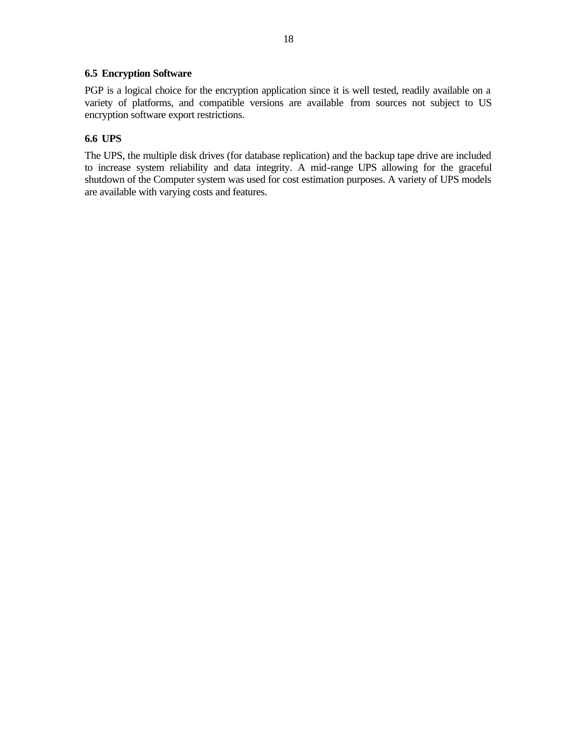### 6.5 Encryption Software

PGP is a logical choice for the encryption application since it is well tested, readily available on a variety of platforms, and compatible versions are available from sources not subject to US encryption software export restrictions.

### 6.6 UPS

The UPS, the multiple disk drives (for database replication) and the backup tape drive are included to increase system reliability and data integrity. A mid-range UPS allowing for the graceful shutdown of the Computer system was used for cost estimation purposes. A variety of UPS models are available with varying costs and features.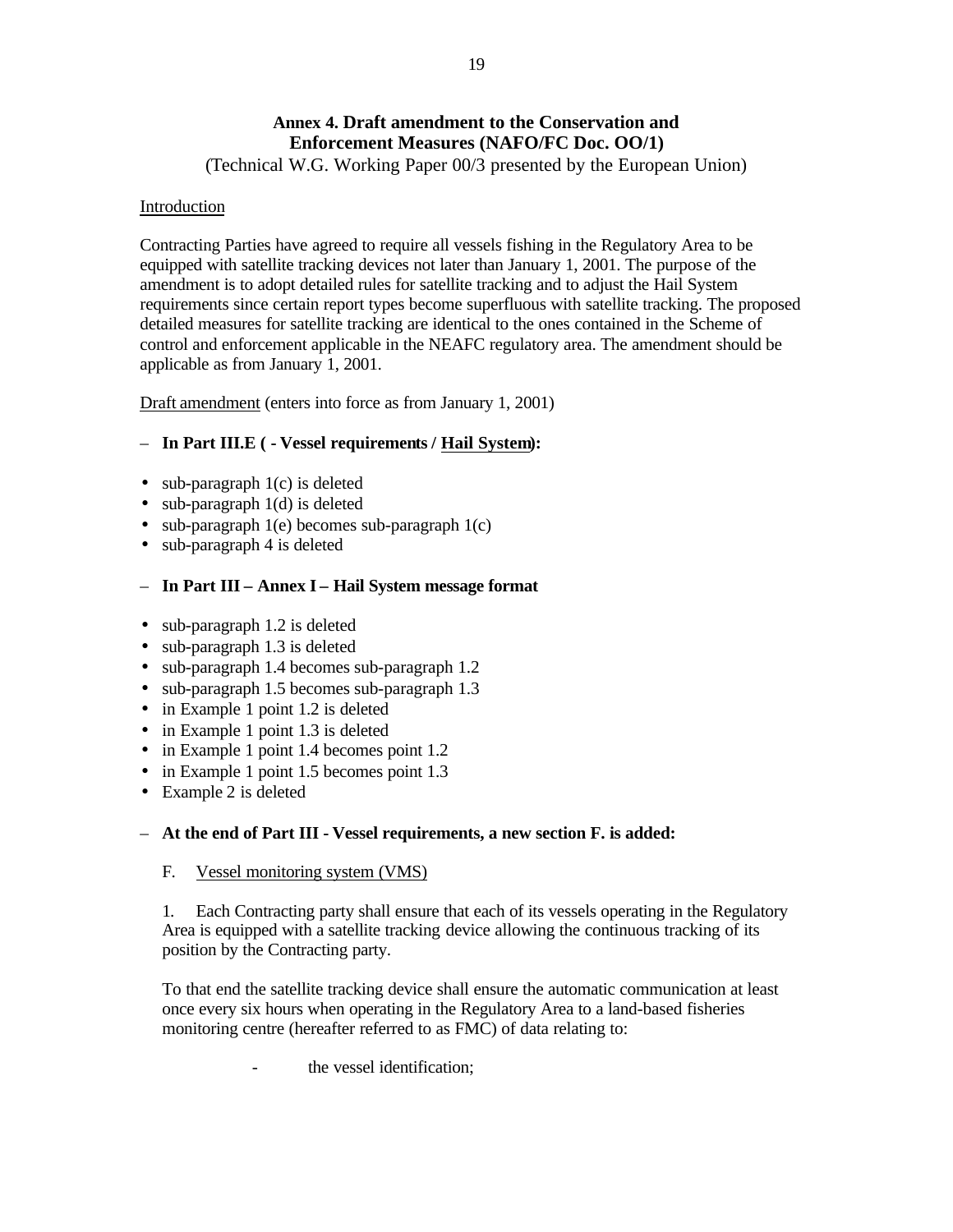## Annex 4. Draft amendment to the Conservation and Enforcement Measures (NAFO/FC Doc. OO/1)

(Technical W.G. Working Paper 00/3 presented by the European Union)

Introduction

Contracting Parties have agreed to require all vessels fishing in the Regulatory Area to be equipped with satellite tracking devices not later than January 1, 2001. The purpose of the amendment is to adopt detailed rules for satellite tracking and to adjust the Hail System requirements since certain report types become superfluous with satellite tracking. The proposed detailed measures for satellite tracking are identical to the ones contained in the Scheme of control and enforcement applicable in the NEAFC regulatory area. The amendment should be applicable as from January 1, 2001.

Draft amendment (enters into force as from January 1, 2001)

– **In Part III.E ( - Vessel requirements / Hail System):**

- sub-paragraph 1(c) is deleted
- sub-paragraph 1(d) is deleted
- sub-paragraph 1(e) becomes sub-paragraph 1(c)
- sub-paragraph 4 is deleted

– **In Part III – Annex I – Hail System message format**

- sub-paragraph 1.2 is deleted
- sub-paragraph 1.3 is deleted
- sub-paragraph 1.4 becomes sub-paragraph 1.2
- sub-paragraph 1.5 becomes sub-paragraph 1.3
- in Example 1 point 1.2 is deleted
- in Example 1 point 1.3 is deleted
- in Example 1 point 1.4 becomes point 1.2
- in Example 1 point 1.5 becomes point 1.3
- Example 2 is deleted

– **At the end of Part III - Vessel requirements, a new section F. is added:**

F. Vessel monitoring system (VMS)

1. Each Contracting party shall ensure that each of its vessels operating in the Regulatory Area is equipped with a satellite tracking device allowing the continuous tracking of its position by the Contracting party.

To that end the satellite tracking device shall ensure the automatic communication at least once every six hours when operating in the Regulatory Area to a land-based fisheries monitoring centre (hereafter referred to as FMC) of data relating to:

- the vessel identification;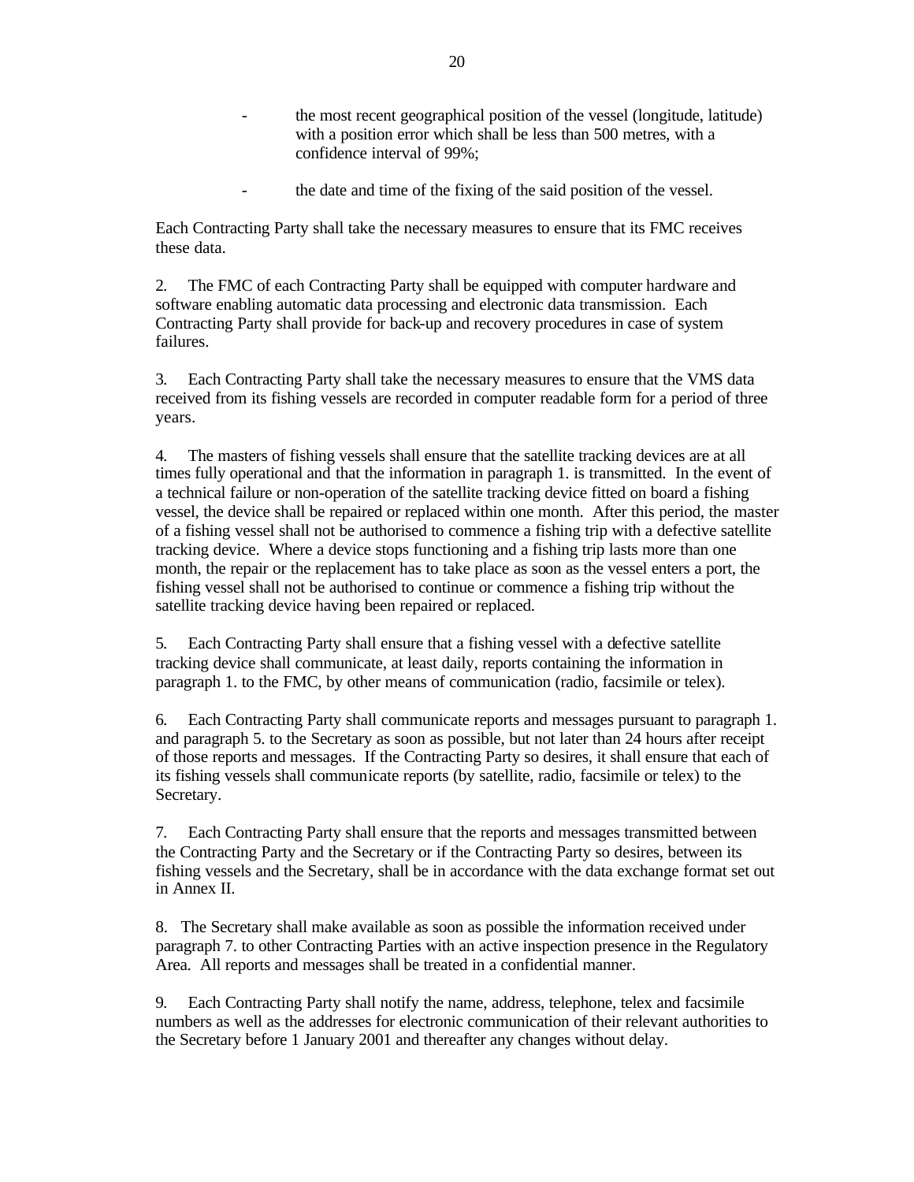- the most recent geographical position of the vessel (longitude, latitude) with a position error which shall be less than 500 metres, with a confidence interval of 99%;

- the date and time of the fixing of the said position of the vessel.

Each Contracting Party shall take the necessary measures to ensure that its FMC receives these data.

2. The FMC of each Contracting Party shall be equipped with computer hardware and software enabling automatic data processing and electronic data transmission. Each Contracting Party shall provide for back-up and recovery procedures in case of system failures.

3. Each Contracting Party shall take the necessary measures to ensure that the VMS data received from its fishing vessels are recorded in computer readable form for a period of three years.

4. The masters of fishing vessels shall ensure that the satellite tracking devices are at all times fully operational and that the information in paragraph 1. is transmitted. In the event of a technical failure or non-operation of the satellite tracking device fitted on board a fishing vessel, the device shall be repaired or replaced within one month. After this period, the master of a fishing vessel shall not be authorised to commence a fishing trip with a defective satellite tracking device. Where a device stops functioning and a fishing trip lasts more than one month, the repair or the replacement has to take place as soon as the vessel enters a port, the fishing vessel shall not be authorised to continue or commence a fishing trip without the satellite tracking device having been repaired or replaced.

5. Each Contracting Party shall ensure that a fishing vessel with a defective satellite tracking device shall communicate, at least daily, reports containing the information in paragraph 1. to the FMC, by other means of communication (radio, facsimile or telex).

6. Each Contracting Party shall communicate reports and messages pursuant to paragraph 1. and paragraph 5. to the Secretary as soon as possible, but not later than 24 hours after receipt of those reports and messages. If the Contracting Party so desires, it shall ensure that each of its fishing vessels shall communicate reports (by satellite, radio, facsimile or telex) to the Secretary.

7. Each Contracting Party shall ensure that the reports and messages transmitted between the Contracting Party and the Secretary or if the Contracting Party so desires, between its fishing vessels and the Secretary, shall be in accordance with the data exchange format set out in Annex II.

8. The Secretary shall make available as soon as possible the information received under paragraph 7. to other Contracting Parties with an active inspection presence in the Regulatory Area. All reports and messages shall be treated in a confidential manner.

9. Each Contracting Party shall notify the name, address, telephone, telex and facsimile numbers as well as the addresses for electronic communication of their relevant authorities to the Secretary before 1 January 2001 and thereafter any changes without delay.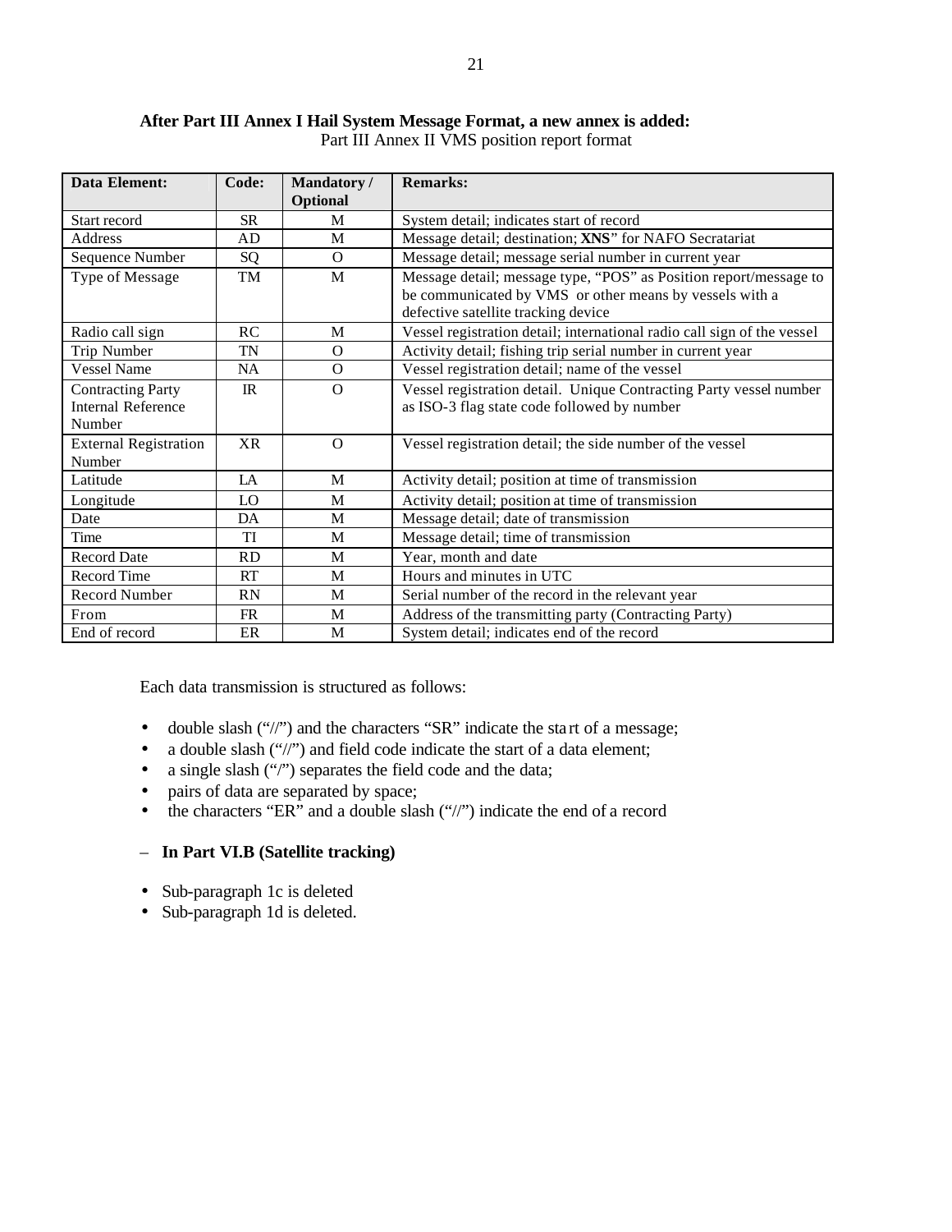**After Part III Annex I Hail System Message Format, a new annex is added:**

Part III Annex II VMS position report format

| Data Element: | Code: | Mandatory / Optional | Remarks: |
|---|---|---|---|
| Start record | SR | M | System detail; indicates start of record |
| Address | AD | M | Message detail; destination; **XNS**" for NAFO Secratariat |
| Sequence Number | SQ | O | Message detail; message serial number in current year |
| Type of Message | TM | M | Message detail; message type, "POS" as Position report/message to be communicated by VMS or other means by vessels with a defective satellite tracking device |
| Radio call sign | RC | M | Vessel registration detail; international radio call sign of the vessel |
| Trip Number | TN | O | Activity detail; fishing trip serial number in current year |
| Vessel Name | NA | O | Vessel registration detail; name of the vessel |
| Contracting Party Internal Reference Number | IR | O | Vessel registration detail. Unique Contracting Party vessel number as ISO-3 flag state code followed by number |
| External Registration Number | XR | O | Vessel registration detail; the side number of the vessel |
| Latitude | LA | M | Activity detail; position at time of transmission |
| Longitude | LO | M | Activity detail; position at time of transmission |
| Date | DA | M | Message detail; date of transmission |
| Time | TI | M | Message detail; time of transmission |
| Record Date | RD | M | Year, month and date |
| Record Time | RT | M | Hours and minutes in UTC |
| Record Number | RN | M | Serial number of the record in the relevant year |
| From | FR | M | Address of the transmitting party (Contracting Party) |
| End of record | ER | M | System detail; indicates end of the record |

Each data transmission is structured as follows:

- double slash ("//") and the characters "SR" indicate the start of a message;
- a double slash ("//") and field code indicate the start of a data element;
- a single slash ("/") separates the field code and the data;
- pairs of data are separated by space;
- the characters "ER" and a double slash ("//") indicate the end of a record

– **In Part VI.B (Satellite tracking)**

- Sub-paragraph 1c is deleted
- Sub-paragraph 1d is deleted.